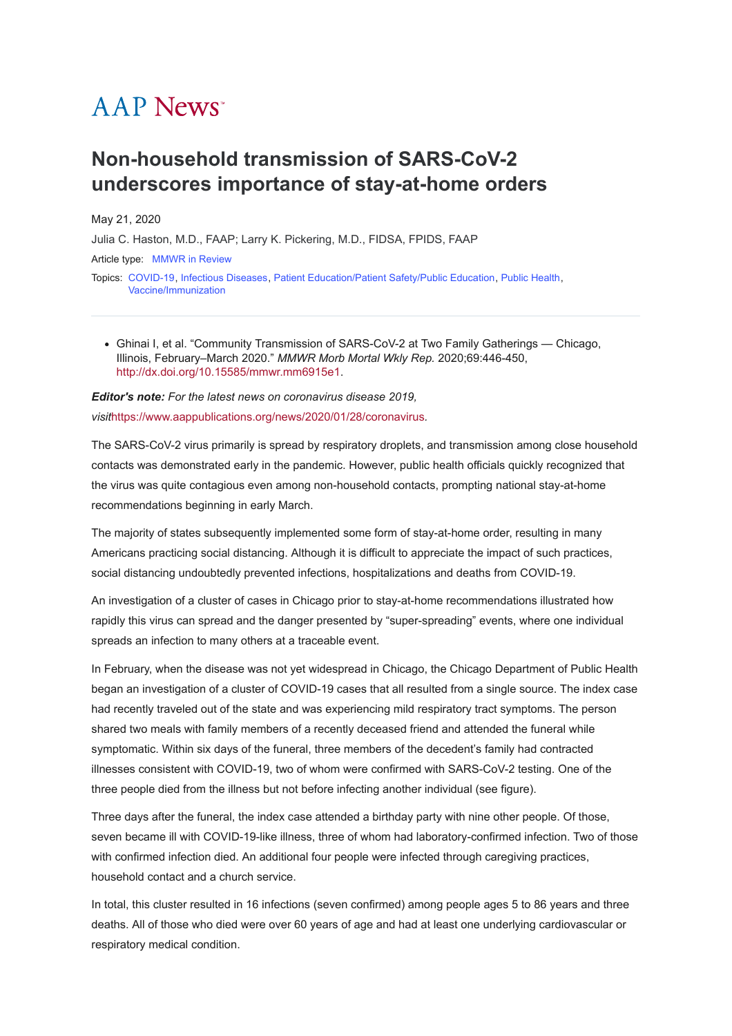AAP News

# Non-household transmission of SARS-CoV-2 underscores importance of stay-at-home orders

May 21, 2020

Julia C. Haston, M.D., FAAP; Larry K. Pickering, M.D., FIDSA, FPIDS, FAAP

Article type: MMWR in Review

Topics: COVID-19, Infectious Diseases, Patient Education/Patient Safety/Public Education, Public Health, Vaccine/Immunization

---

- Ghinai I, et al. "Community Transmission of SARS-CoV-2 at Two Family Gatherings — Chicago, Illinois, February–March 2020." *MMWR Morb Mortal Wkly Rep.* 2020;69:446-450, http://dx.doi.org/10.15585/mmwr.mm6915e1.

***Editor's note:*** *For the latest news on coronavirus disease 2019, visit*https://www.aappublications.org/news/2020/01/28/coronavirus.

The SARS-CoV-2 virus primarily is spread by respiratory droplets, and transmission among close household contacts was demonstrated early in the pandemic. However, public health officials quickly recognized that the virus was quite contagious even among non-household contacts, prompting national stay-at-home recommendations beginning in early March.

The majority of states subsequently implemented some form of stay-at-home order, resulting in many Americans practicing social distancing. Although it is difficult to appreciate the impact of such practices, social distancing undoubtedly prevented infections, hospitalizations and deaths from COVID-19.

An investigation of a cluster of cases in Chicago prior to stay-at-home recommendations illustrated how rapidly this virus can spread and the danger presented by "super-spreading" events, where one individual spreads an infection to many others at a traceable event.

In February, when the disease was not yet widespread in Chicago, the Chicago Department of Public Health began an investigation of a cluster of COVID-19 cases that all resulted from a single source. The index case had recently traveled out of the state and was experiencing mild respiratory tract symptoms. The person shared two meals with family members of a recently deceased friend and attended the funeral while symptomatic. Within six days of the funeral, three members of the decedent's family had contracted illnesses consistent with COVID-19, two of whom were confirmed with SARS-CoV-2 testing. One of the three people died from the illness but not before infecting another individual (see figure).

Three days after the funeral, the index case attended a birthday party with nine other people. Of those, seven became ill with COVID-19-like illness, three of whom had laboratory-confirmed infection. Two of those with confirmed infection died. An additional four people were infected through caregiving practices, household contact and a church service.

In total, this cluster resulted in 16 infections (seven confirmed) among people ages 5 to 86 years and three deaths. All of those who died were over 60 years of age and had at least one underlying cardiovascular or respiratory medical condition.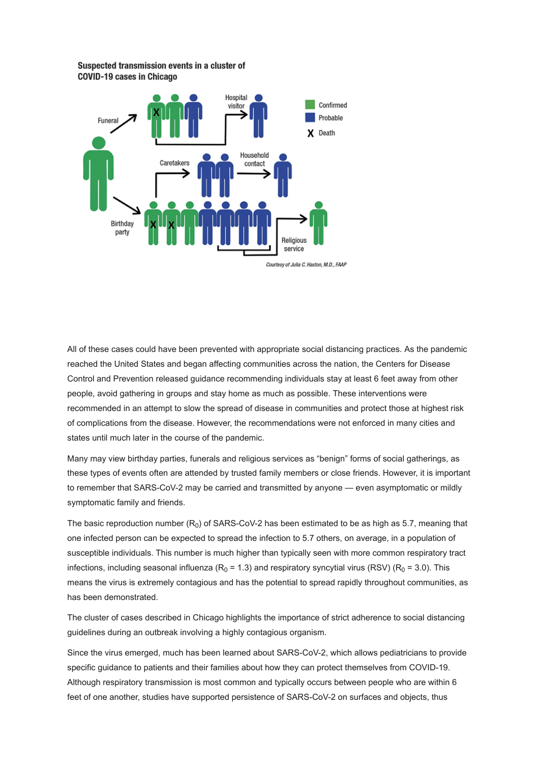**Suspected transmission events in a cluster of COVID-19 cases in Chicago**

Funeral

Hospital visitor

Caretakers

Household contact

Birthday party

Religious service

Confirmed

Probable

X Death

*Courtesy of Julia C. Haston, M.D., FAAP*

All of these cases could have been prevented with appropriate social distancing practices. As the pandemic reached the United States and began affecting communities across the nation, the Centers for Disease Control and Prevention released guidance recommending individuals stay at least 6 feet away from other people, avoid gathering in groups and stay home as much as possible. These interventions were recommended in an attempt to slow the spread of disease in communities and protect those at highest risk of complications from the disease. However, the recommendations were not enforced in many cities and states until much later in the course of the pandemic.

Many may view birthday parties, funerals and religious services as “benign” forms of social gatherings, as these types of events often are attended by trusted family members or close friends. However, it is important to remember that SARS-CoV-2 may be carried and transmitted by anyone — even asymptomatic or mildly symptomatic family and friends.

The basic reproduction number ($R_0$) of SARS-CoV-2 has been estimated to be as high as 5.7, meaning that one infected person can be expected to spread the infection to 5.7 others, on average, in a population of susceptible individuals. This number is much higher than typically seen with more common respiratory tract infections, including seasonal influenza ($R_0$ = 1.3) and respiratory syncytial virus (RSV) ($R_0$ = 3.0). This means the virus is extremely contagious and has the potential to spread rapidly throughout communities, as has been demonstrated.

The cluster of cases described in Chicago highlights the importance of strict adherence to social distancing guidelines during an outbreak involving a highly contagious organism.

Since the virus emerged, much has been learned about SARS-CoV-2, which allows pediatricians to provide specific guidance to patients and their families about how they can protect themselves from COVID-19. Although respiratory transmission is most common and typically occurs between people who are within 6 feet of one another, studies have supported persistence of SARS-CoV-2 on surfaces and objects, thus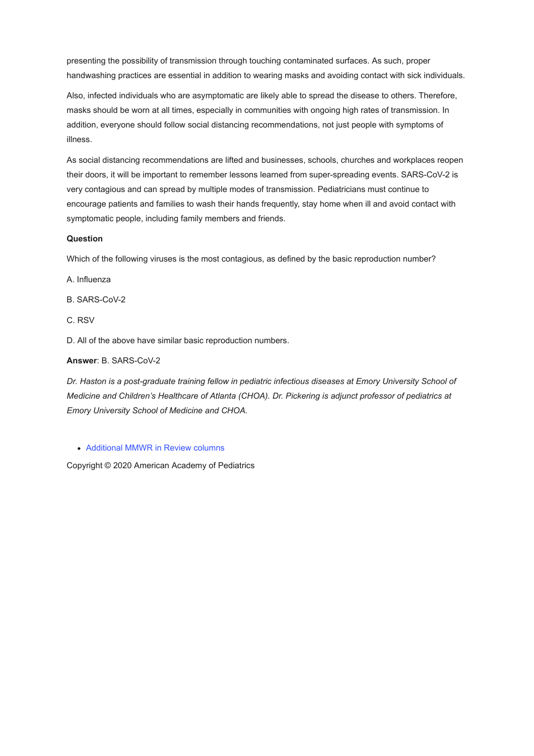presenting the possibility of transmission through touching contaminated surfaces. As such, proper handwashing practices are essential in addition to wearing masks and avoiding contact with sick individuals.

Also, infected individuals who are asymptomatic are likely able to spread the disease to others. Therefore, masks should be worn at all times, especially in communities with ongoing high rates of transmission. In addition, everyone should follow social distancing recommendations, not just people with symptoms of illness.

As social distancing recommendations are lifted and businesses, schools, churches and workplaces reopen their doors, it will be important to remember lessons learned from super-spreading events. SARS-CoV-2 is very contagious and can spread by multiple modes of transmission. Pediatricians must continue to encourage patients and families to wash their hands frequently, stay home when ill and avoid contact with symptomatic people, including family members and friends.

**Question**

Which of the following viruses is the most contagious, as defined by the basic reproduction number?

A. Influenza

B. SARS-CoV-2

C. RSV

D. All of the above have similar basic reproduction numbers.

**Answer**: B. SARS-CoV-2

*Dr. Haston is a post-graduate training fellow in pediatric infectious diseases at Emory University School of Medicine and Children's Healthcare of Atlanta (CHOA). Dr. Pickering is adjunct professor of pediatrics at Emory University School of Medicine and CHOA.*

- Additional MMWR in Review columns

Copyright © 2020 American Academy of Pediatrics